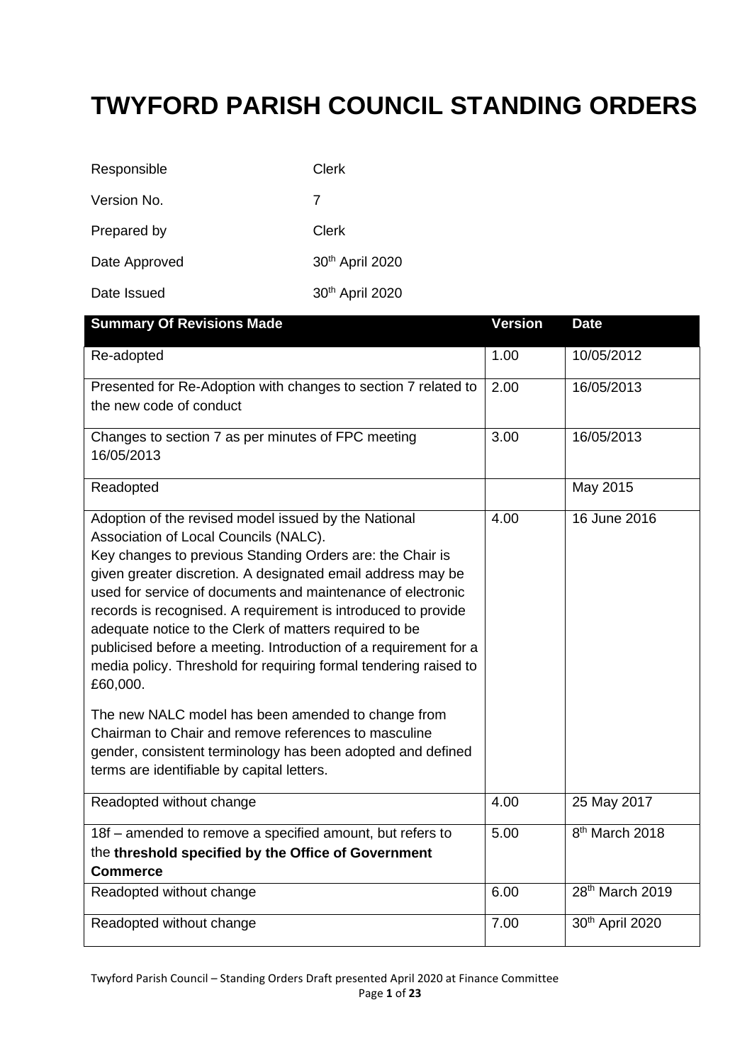# TWYFORD PARISH COUNCIL STANDING ORDERS

| | |
|---|---|
| Responsible | Clerk |
| Version No. | 7 |
| Prepared by | Clerk |
| Date Approved | 30th April 2020 |
| Date Issued | 30th April 2020 |

| Summary Of Revisions Made | Version | Date |
|---|---|---|
| Re-adopted | 1.00 | 10/05/2012 |
| Presented for Re-Adoption with changes to section 7 related to the new code of conduct | 2.00 | 16/05/2013 |
| Changes to section 7 as per minutes of FPC meeting 16/05/2013 | 3.00 | 16/05/2013 |
| Readopted | | May 2015 |
| Adoption of the revised model issued by the National Association of Local Councils (NALC). Key changes to previous Standing Orders are: the Chair is given greater discretion. A designated email address may be used for service of documents and maintenance of electronic records is recognised. A requirement is introduced to provide adequate notice to the Clerk of matters required to be publicised before a meeting. Introduction of a requirement for a media policy. Threshold for requiring formal tendering raised to £60,000.<br><br>The new NALC model has been amended to change from Chairman to Chair and remove references to masculine gender, consistent terminology has been adopted and defined terms are identifiable by capital letters. | 4.00 | 16 June 2016 |
| Readopted without change | 4.00 | 25 May 2017 |
| 18f – amended to remove a specified amount, but refers to the **threshold specified by the Office of Government Commerce** | 5.00 | 8th March 2018 |
| Readopted without change | 6.00 | 28th March 2019 |
| Readopted without change | 7.00 | 30th April 2020 |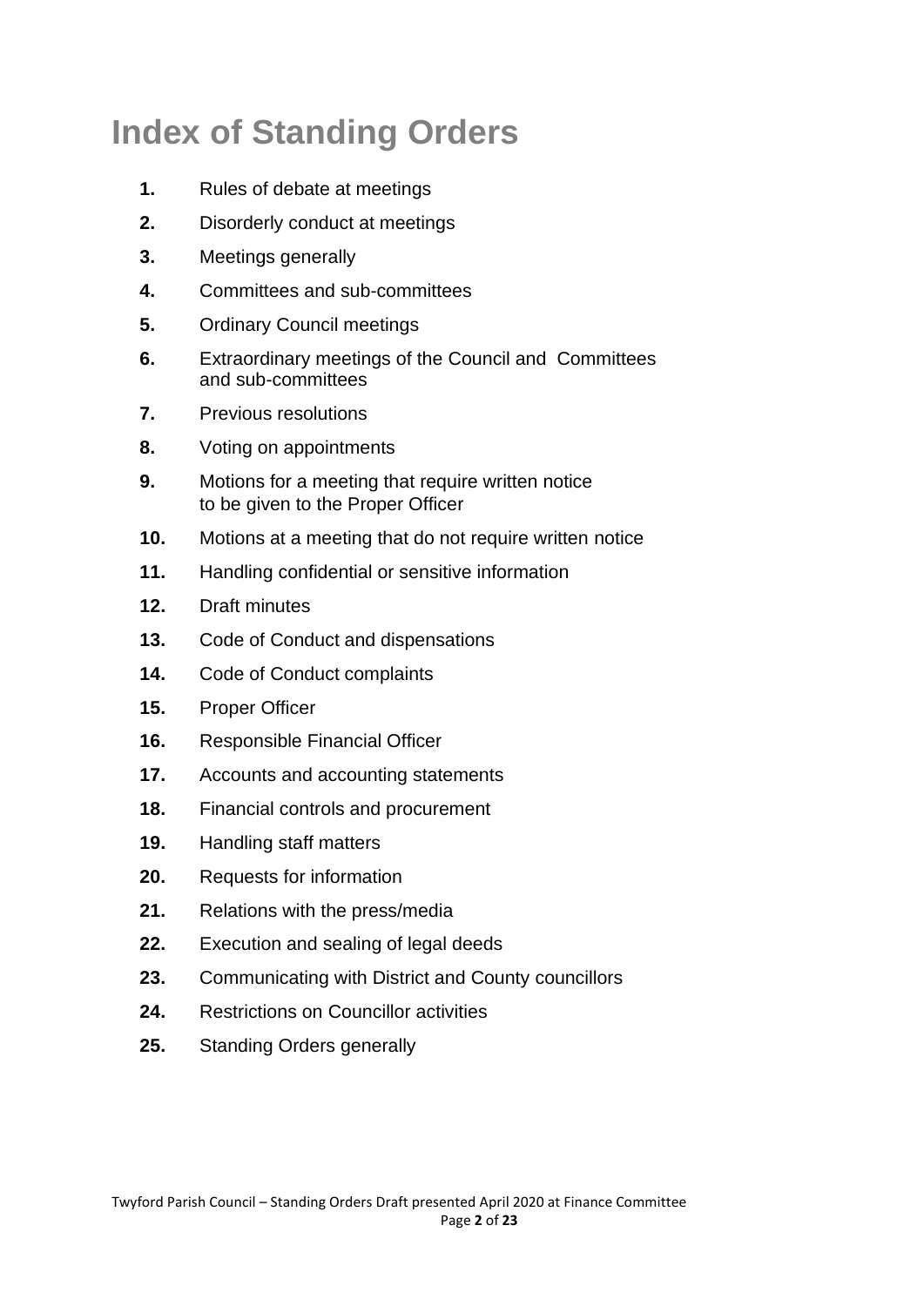# Index of Standing Orders

1. Rules of debate at meetings
2. Disorderly conduct at meetings
3. Meetings generally
4. Committees and sub-committees
5. Ordinary Council meetings
6. Extraordinary meetings of the Council and Committees and sub-committees
7. Previous resolutions
8. Voting on appointments
9. Motions for a meeting that require written notice to be given to the Proper Officer
10. Motions at a meeting that do not require written notice
11. Handling confidential or sensitive information
12. Draft minutes
13. Code of Conduct and dispensations
14. Code of Conduct complaints
15. Proper Officer
16. Responsible Financial Officer
17. Accounts and accounting statements
18. Financial controls and procurement
19. Handling staff matters
20. Requests for information
21. Relations with the press/media
22. Execution and sealing of legal deeds
23. Communicating with District and County councillors
24. Restrictions on Councillor activities
25. Standing Orders generally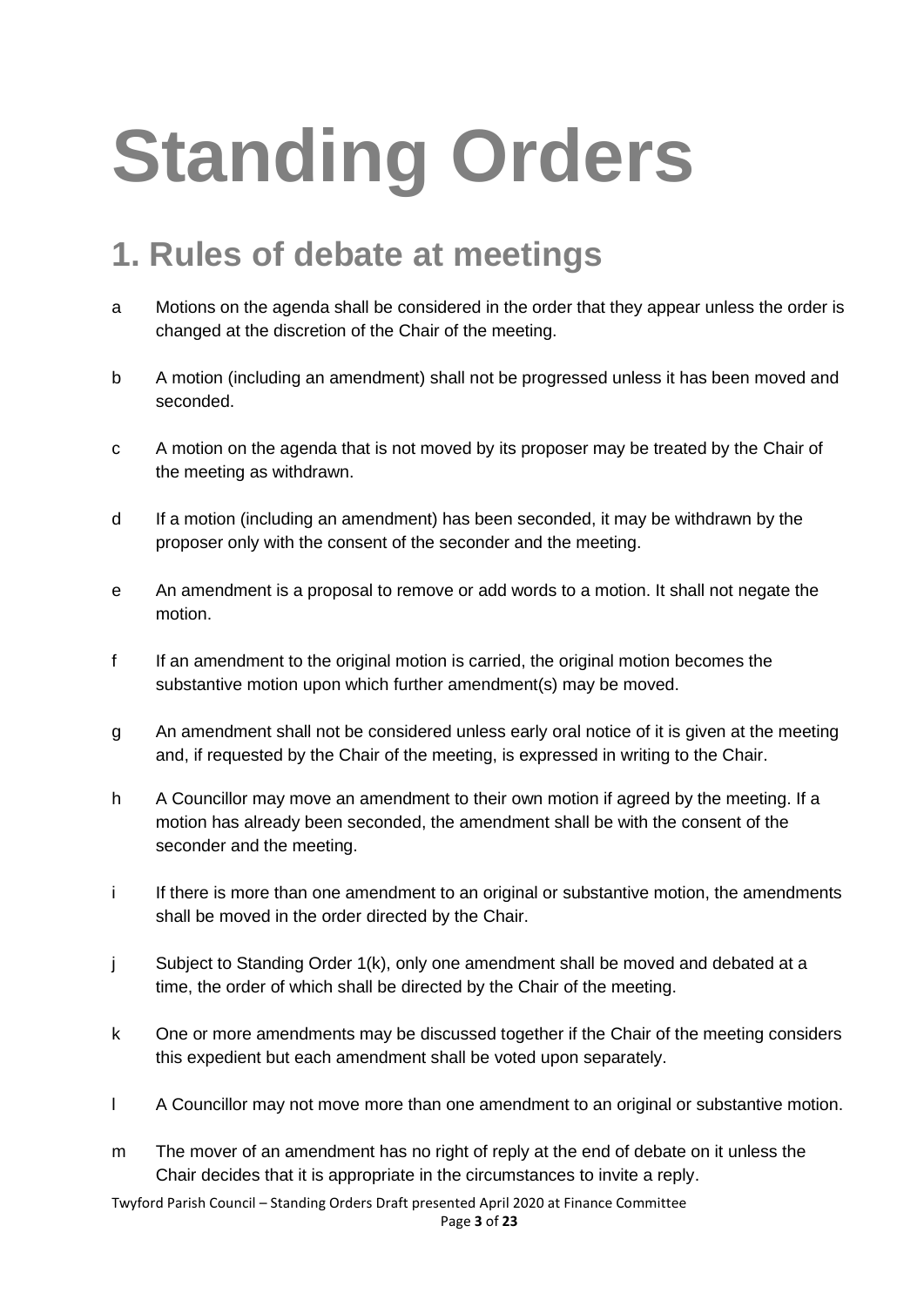# Standing Orders

## 1. Rules of debate at meetings

a Motions on the agenda shall be considered in the order that they appear unless the order is changed at the discretion of the Chair of the meeting.

b A motion (including an amendment) shall not be progressed unless it has been moved and seconded.

c A motion on the agenda that is not moved by its proposer may be treated by the Chair of the meeting as withdrawn.

d If a motion (including an amendment) has been seconded, it may be withdrawn by the proposer only with the consent of the seconder and the meeting.

e An amendment is a proposal to remove or add words to a motion. It shall not negate the motion.

f If an amendment to the original motion is carried, the original motion becomes the substantive motion upon which further amendment(s) may be moved.

g An amendment shall not be considered unless early oral notice of it is given at the meeting and, if requested by the Chair of the meeting, is expressed in writing to the Chair.

h A Councillor may move an amendment to their own motion if agreed by the meeting. If a motion has already been seconded, the amendment shall be with the consent of the seconder and the meeting.

i If there is more than one amendment to an original or substantive motion, the amendments shall be moved in the order directed by the Chair.

j Subject to Standing Order 1(k), only one amendment shall be moved and debated at a time, the order of which shall be directed by the Chair of the meeting.

k One or more amendments may be discussed together if the Chair of the meeting considers this expedient but each amendment shall be voted upon separately.

l A Councillor may not move more than one amendment to an original or substantive motion.

m The mover of an amendment has no right of reply at the end of debate on it unless the Chair decides that it is appropriate in the circumstances to invite a reply.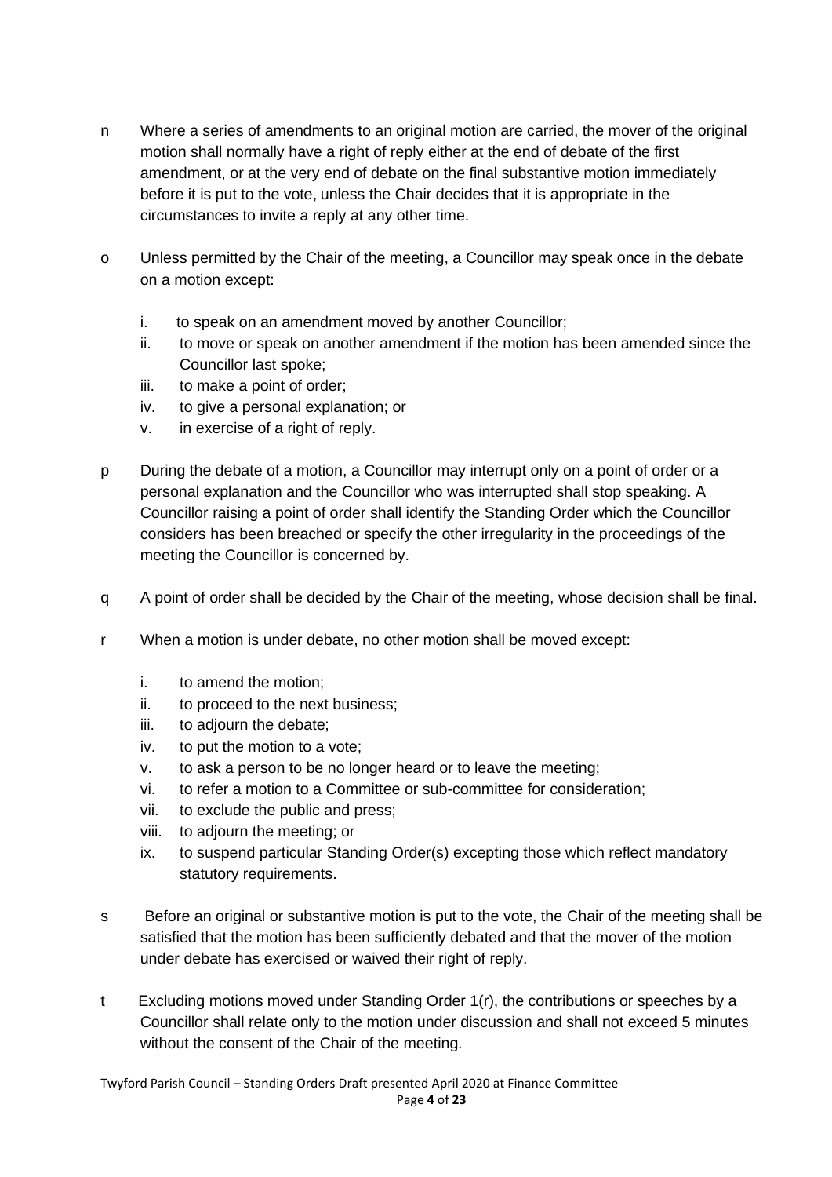n Where a series of amendments to an original motion are carried, the mover of the original motion shall normally have a right of reply either at the end of debate of the first amendment, or at the very end of debate on the final substantive motion immediately before it is put to the vote, unless the Chair decides that it is appropriate in the circumstances to invite a reply at any other time.

o Unless permitted by the Chair of the meeting, a Councillor may speak once in the debate on a motion except:

   i. to speak on an amendment moved by another Councillor;
   ii. to move or speak on another amendment if the motion has been amended since the Councillor last spoke;
   iii. to make a point of order;
   iv. to give a personal explanation; or
   v. in exercise of a right of reply.

p During the debate of a motion, a Councillor may interrupt only on a point of order or a personal explanation and the Councillor who was interrupted shall stop speaking. A Councillor raising a point of order shall identify the Standing Order which the Councillor considers has been breached or specify the other irregularity in the proceedings of the meeting the Councillor is concerned by.

q A point of order shall be decided by the Chair of the meeting, whose decision shall be final.

r When a motion is under debate, no other motion shall be moved except:

   i. to amend the motion;
   ii. to proceed to the next business;
   iii. to adjourn the debate;
   iv. to put the motion to a vote;
   v. to ask a person to be no longer heard or to leave the meeting;
   vi. to refer a motion to a Committee or sub-committee for consideration;
   vii. to exclude the public and press;
   viii. to adjourn the meeting; or
   ix. to suspend particular Standing Order(s) excepting those which reflect mandatory statutory requirements.

s Before an original or substantive motion is put to the vote, the Chair of the meeting shall be satisfied that the motion has been sufficiently debated and that the mover of the motion under debate has exercised or waived their right of reply.

t Excluding motions moved under Standing Order 1(r), the contributions or speeches by a Councillor shall relate only to the motion under discussion and shall not exceed 5 minutes without the consent of the Chair of the meeting.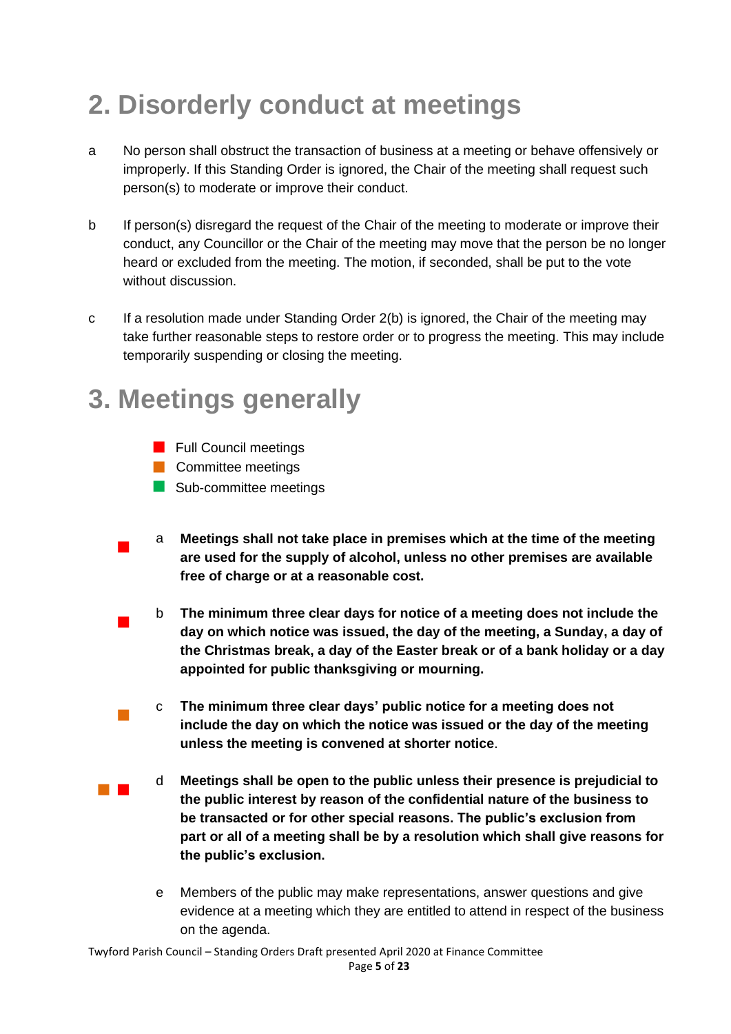## 2. Disorderly conduct at meetings

a No person shall obstruct the transaction of business at a meeting or behave offensively or improperly. If this Standing Order is ignored, the Chair of the meeting shall request such person(s) to moderate or improve their conduct.

b If person(s) disregard the request of the Chair of the meeting to moderate or improve their conduct, any Councillor or the Chair of the meeting may move that the person be no longer heard or excluded from the meeting. The motion, if seconded, shall be put to the vote without discussion.

c If a resolution made under Standing Order 2(b) is ignored, the Chair of the meeting may take further reasonable steps to restore order or to progress the meeting. This may include temporarily suspending or closing the meeting.

## 3. Meetings generally

- ■ (red) Full Council meetings
- ■ (orange) Committee meetings
- ■ (green) Sub-committee meetings

■ (red) a **Meetings shall not take place in premises which at the time of the meeting are used for the supply of alcohol, unless no other premises are available free of charge or at a reasonable cost.**

■ (red) b **The minimum three clear days for notice of a meeting does not include the day on which notice was issued, the day of the meeting, a Sunday, a day of the Christmas break, a day of the Easter break or of a bank holiday or a day appointed for public thanksgiving or mourning.**

■ (orange) c **The minimum three clear days' public notice for a meeting does not include the day on which the notice was issued or the day of the meeting unless the meeting is convened at shorter notice**.

■ (orange) ■ (red) d **Meetings shall be open to the public unless their presence is prejudicial to the public interest by reason of the confidential nature of the business to be transacted or for other special reasons. The public's exclusion from part or all of a meeting shall be by a resolution which shall give reasons for the public's exclusion.**

e Members of the public may make representations, answer questions and give evidence at a meeting which they are entitled to attend in respect of the business on the agenda.

Twyford Parish Council – Standing Orders Draft presented April 2020 at Finance Committee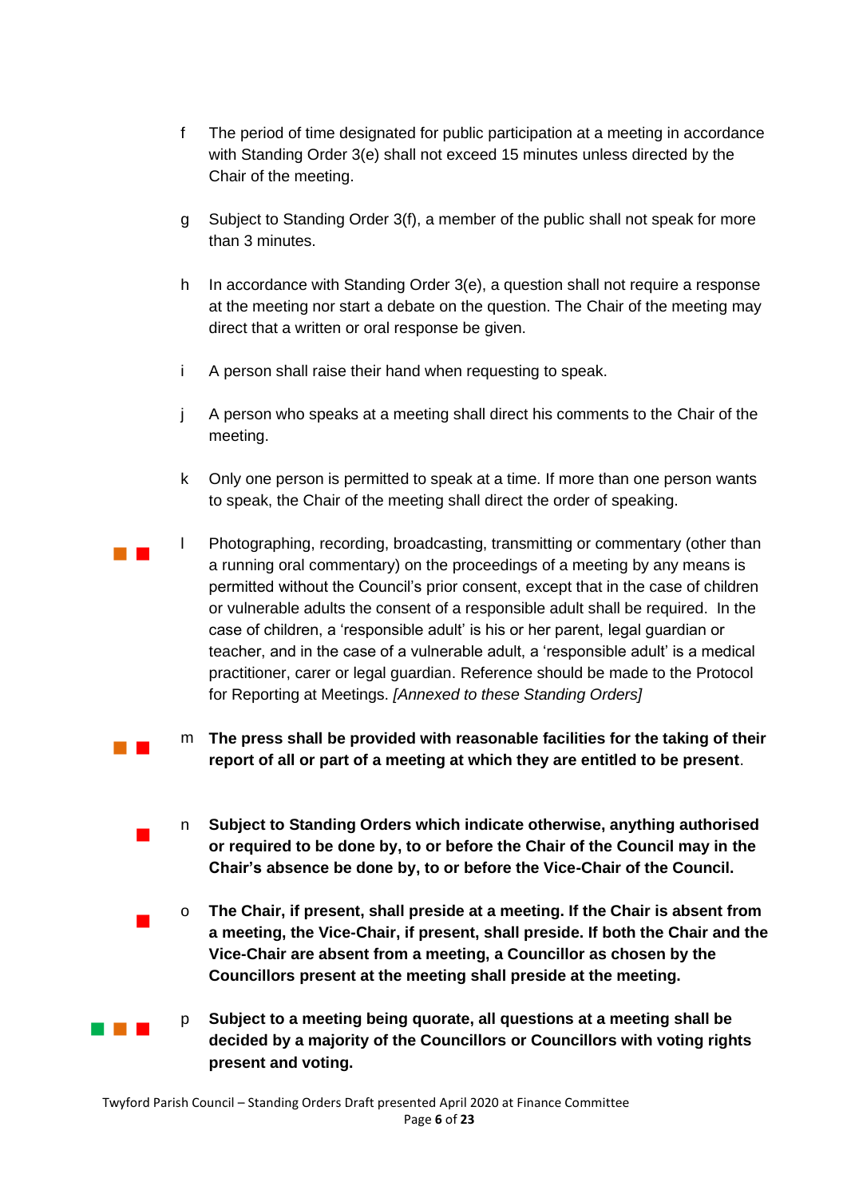f The period of time designated for public participation at a meeting in accordance with Standing Order 3(e) shall not exceed 15 minutes unless directed by the Chair of the meeting.

g Subject to Standing Order 3(f), a member of the public shall not speak for more than 3 minutes.

h In accordance with Standing Order 3(e), a question shall not require a response at the meeting nor start a debate on the question. The Chair of the meeting may direct that a written or oral response be given.

i A person shall raise their hand when requesting to speak.

j A person who speaks at a meeting shall direct his comments to the Chair of the meeting.

k Only one person is permitted to speak at a time. If more than one person wants to speak, the Chair of the meeting shall direct the order of speaking.

l Photographing, recording, broadcasting, transmitting or commentary (other than a running oral commentary) on the proceedings of a meeting by any means is permitted without the Council's prior consent, except that in the case of children or vulnerable adults the consent of a responsible adult shall be required. In the case of children, a 'responsible adult' is his or her parent, legal guardian or teacher, and in the case of a vulnerable adult, a 'responsible adult' is a medical practitioner, carer or legal guardian. Reference should be made to the Protocol for Reporting at Meetings. *[Annexed to these Standing Orders]*

m **The press shall be provided with reasonable facilities for the taking of their report of all or part of a meeting at which they are entitled to be present**.

n **Subject to Standing Orders which indicate otherwise, anything authorised or required to be done by, to or before the Chair of the Council may in the Chair's absence be done by, to or before the Vice-Chair of the Council.**

o **The Chair, if present, shall preside at a meeting. If the Chair is absent from a meeting, the Vice-Chair, if present, shall preside. If both the Chair and the Vice-Chair are absent from a meeting, a Councillor as chosen by the Councillors present at the meeting shall preside at the meeting.**

p **Subject to a meeting being quorate, all questions at a meeting shall be decided by a majority of the Councillors or Councillors with voting rights present and voting.**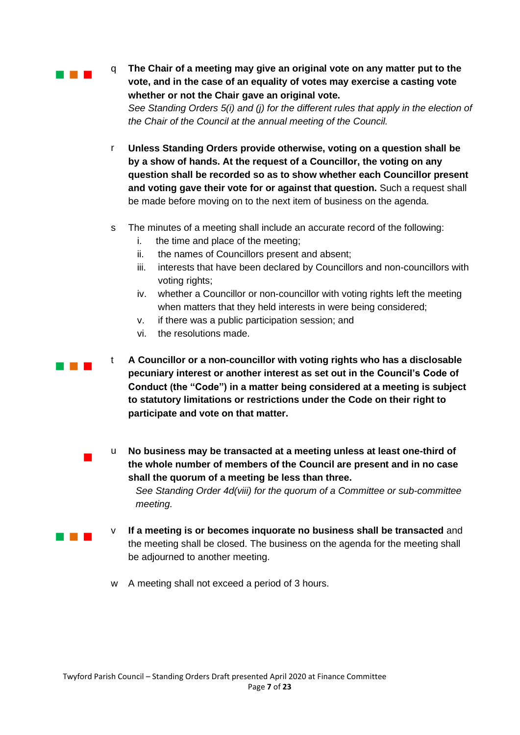q **The Chair of a meeting may give an original vote on any matter put to the vote, and in the case of an equality of votes may exercise a casting vote whether or not the Chair gave an original vote.**
*See Standing Orders 5(i) and (j) for the different rules that apply in the election of the Chair of the Council at the annual meeting of the Council.*

r **Unless Standing Orders provide otherwise, voting on a question shall be by a show of hands. At the request of a Councillor, the voting on any question shall be recorded so as to show whether each Councillor present and voting gave their vote for or against that question.** Such a request shall be made before moving on to the next item of business on the agenda.

s The minutes of a meeting shall include an accurate record of the following:
   i. the time and place of the meeting;
   ii. the names of Councillors present and absent;
   iii. interests that have been declared by Councillors and non-councillors with voting rights;
   iv. whether a Councillor or non-councillor with voting rights left the meeting when matters that they held interests in were being considered;
   v. if there was a public participation session; and
   vi. the resolutions made.

t **A Councillor or a non-councillor with voting rights who has a disclosable pecuniary interest or another interest as set out in the Council's Code of Conduct (the "Code") in a matter being considered at a meeting is subject to statutory limitations or restrictions under the Code on their right to participate and vote on that matter.**

u **No business may be transacted at a meeting unless at least one-third of the whole number of members of the Council are present and in no case shall the quorum of a meeting be less than three.**
*See Standing Order 4d(viii) for the quorum of a Committee or sub-committee meeting.*

v **If a meeting is or becomes inquorate no business shall be transacted** and the meeting shall be closed. The business on the agenda for the meeting shall be adjourned to another meeting.

w A meeting shall not exceed a period of 3 hours.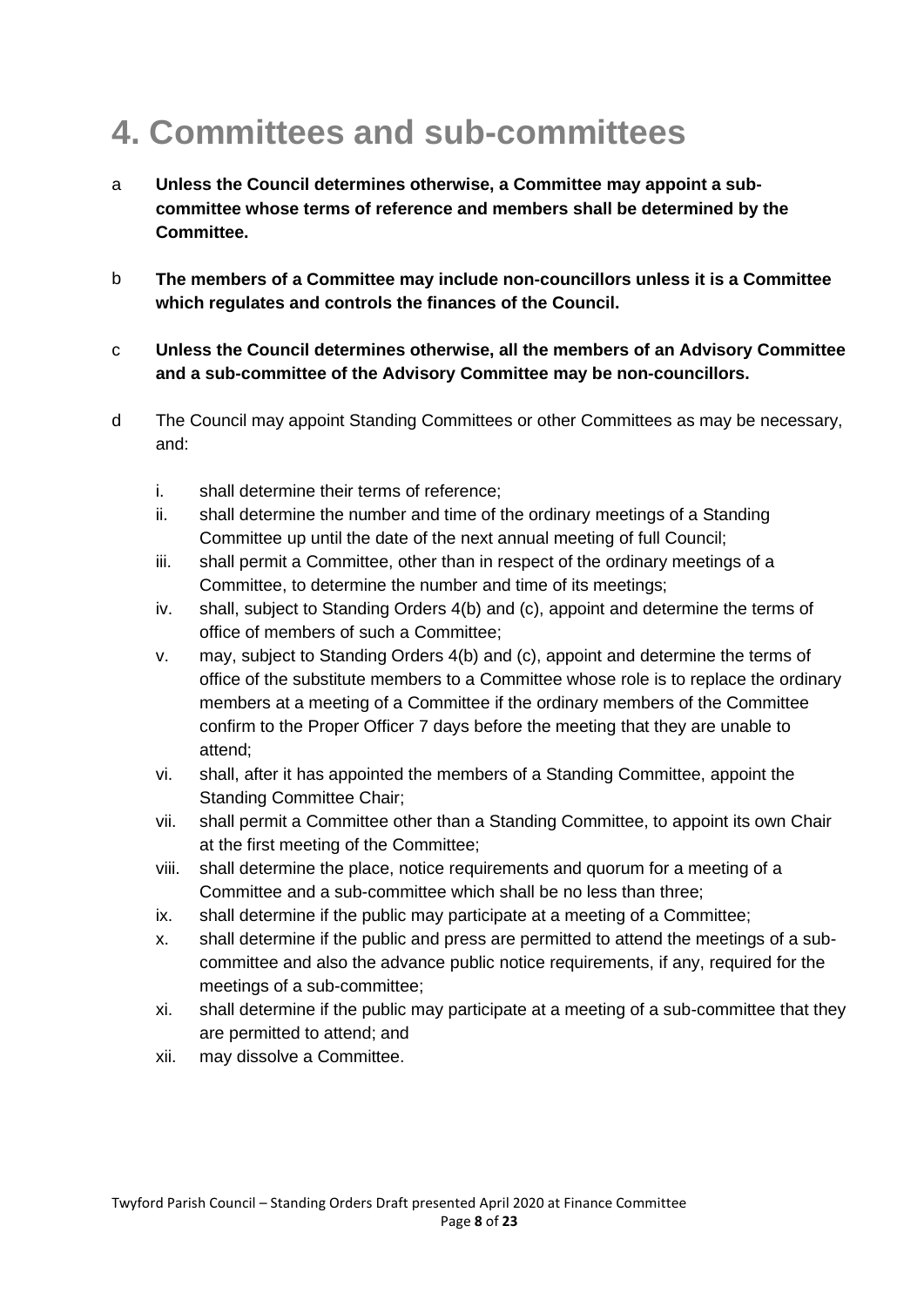# 4. Committees and sub-committees

a **Unless the Council determines otherwise, a Committee may appoint a sub-committee whose terms of reference and members shall be determined by the Committee.**

b **The members of a Committee may include non-councillors unless it is a Committee which regulates and controls the finances of the Council.**

c **Unless the Council determines otherwise, all the members of an Advisory Committee and a sub-committee of the Advisory Committee may be non-councillors.**

d The Council may appoint Standing Committees or other Committees as may be necessary, and:

   i. shall determine their terms of reference;
   ii. shall determine the number and time of the ordinary meetings of a Standing Committee up until the date of the next annual meeting of full Council;
   iii. shall permit a Committee, other than in respect of the ordinary meetings of a Committee, to determine the number and time of its meetings;
   iv. shall, subject to Standing Orders 4(b) and (c), appoint and determine the terms of office of members of such a Committee;
   v. may, subject to Standing Orders 4(b) and (c), appoint and determine the terms of office of the substitute members to a Committee whose role is to replace the ordinary members at a meeting of a Committee if the ordinary members of the Committee confirm to the Proper Officer 7 days before the meeting that they are unable to attend;
   vi. shall, after it has appointed the members of a Standing Committee, appoint the Standing Committee Chair;
   vii. shall permit a Committee other than a Standing Committee, to appoint its own Chair at the first meeting of the Committee;
   viii. shall determine the place, notice requirements and quorum for a meeting of a Committee and a sub-committee which shall be no less than three;
   ix. shall determine if the public may participate at a meeting of a Committee;
   x. shall determine if the public and press are permitted to attend the meetings of a sub-committee and also the advance public notice requirements, if any, required for the meetings of a sub-committee;
   xi. shall determine if the public may participate at a meeting of a sub-committee that they are permitted to attend; and
   xii. may dissolve a Committee.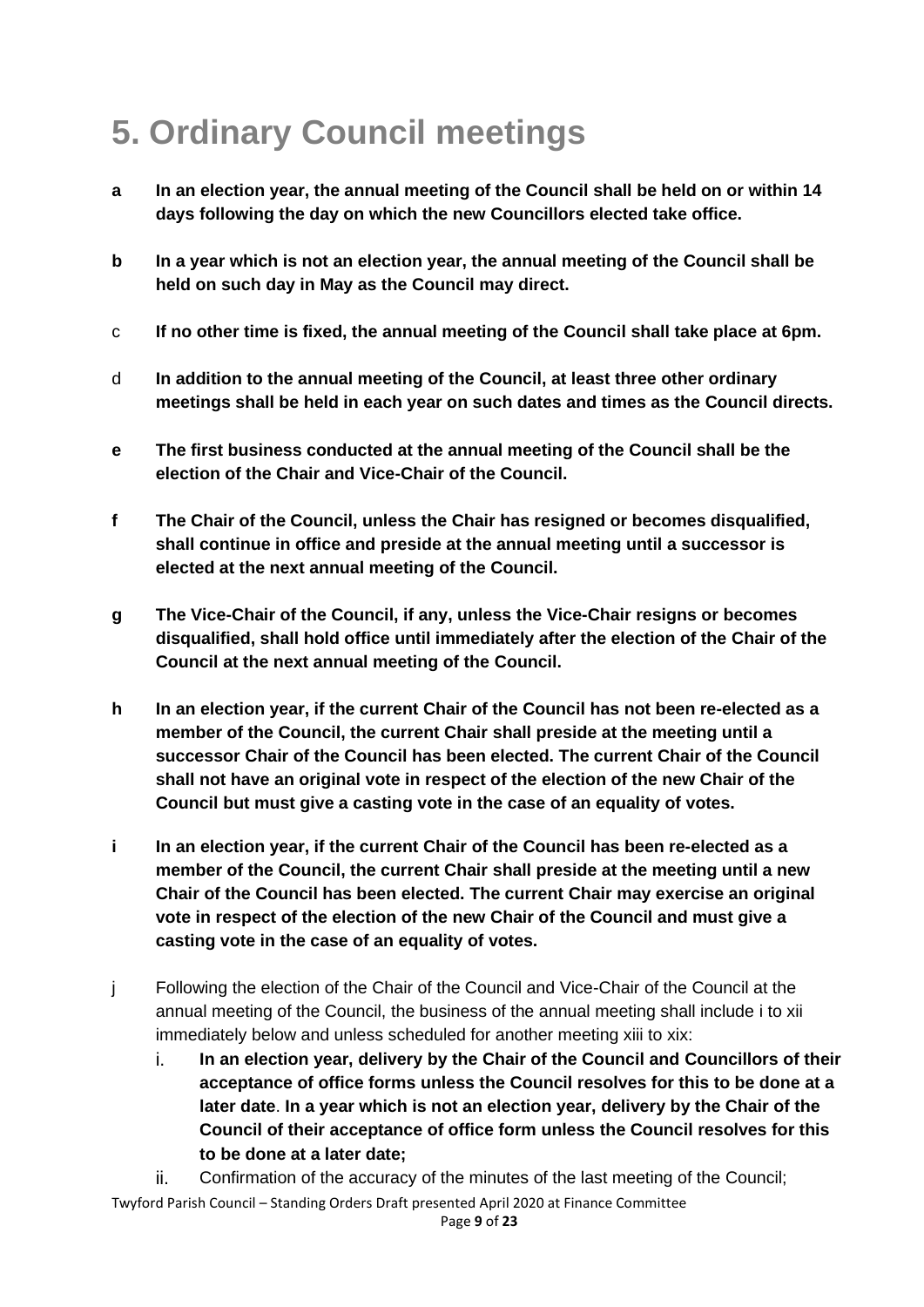# 5. Ordinary Council meetings

- **a** **In an election year, the annual meeting of the Council shall be held on or within 14 days following the day on which the new Councillors elected take office.**
- **b** **In a year which is not an election year, the annual meeting of the Council shall be held on such day in May as the Council may direct.**
- c **If no other time is fixed, the annual meeting of the Council shall take place at 6pm.**
- d **In addition to the annual meeting of the Council, at least three other ordinary meetings shall be held in each year on such dates and times as the Council directs.**
- **e** **The first business conducted at the annual meeting of the Council shall be the election of the Chair and Vice-Chair of the Council.**
- **f** **The Chair of the Council, unless the Chair has resigned or becomes disqualified, shall continue in office and preside at the annual meeting until a successor is elected at the next annual meeting of the Council.**
- **g** **The Vice-Chair of the Council, if any, unless the Vice-Chair resigns or becomes disqualified, shall hold office until immediately after the election of the Chair of the Council at the next annual meeting of the Council.**
- **h** **In an election year, if the current Chair of the Council has not been re-elected as a member of the Council, the current Chair shall preside at the meeting until a successor Chair of the Council has been elected. The current Chair of the Council shall not have an original vote in respect of the election of the new Chair of the Council but must give a casting vote in the case of an equality of votes.**
- **i** **In an election year, if the current Chair of the Council has been re-elected as a member of the Council, the current Chair shall preside at the meeting until a new Chair of the Council has been elected. The current Chair may exercise an original vote in respect of the election of the new Chair of the Council and must give a casting vote in the case of an equality of votes.**
- j Following the election of the Chair of the Council and Vice-Chair of the Council at the annual meeting of the Council, the business of the annual meeting shall include i to xii immediately below and unless scheduled for another meeting xiii to xix:
  - i. **In an election year, delivery by the Chair of the Council and Councillors of their acceptance of office forms unless the Council resolves for this to be done at a later date**. **In a year which is not an election year, delivery by the Chair of the Council of their acceptance of office form unless the Council resolves for this to be done at a later date;**
  - ii. Confirmation of the accuracy of the minutes of the last meeting of the Council;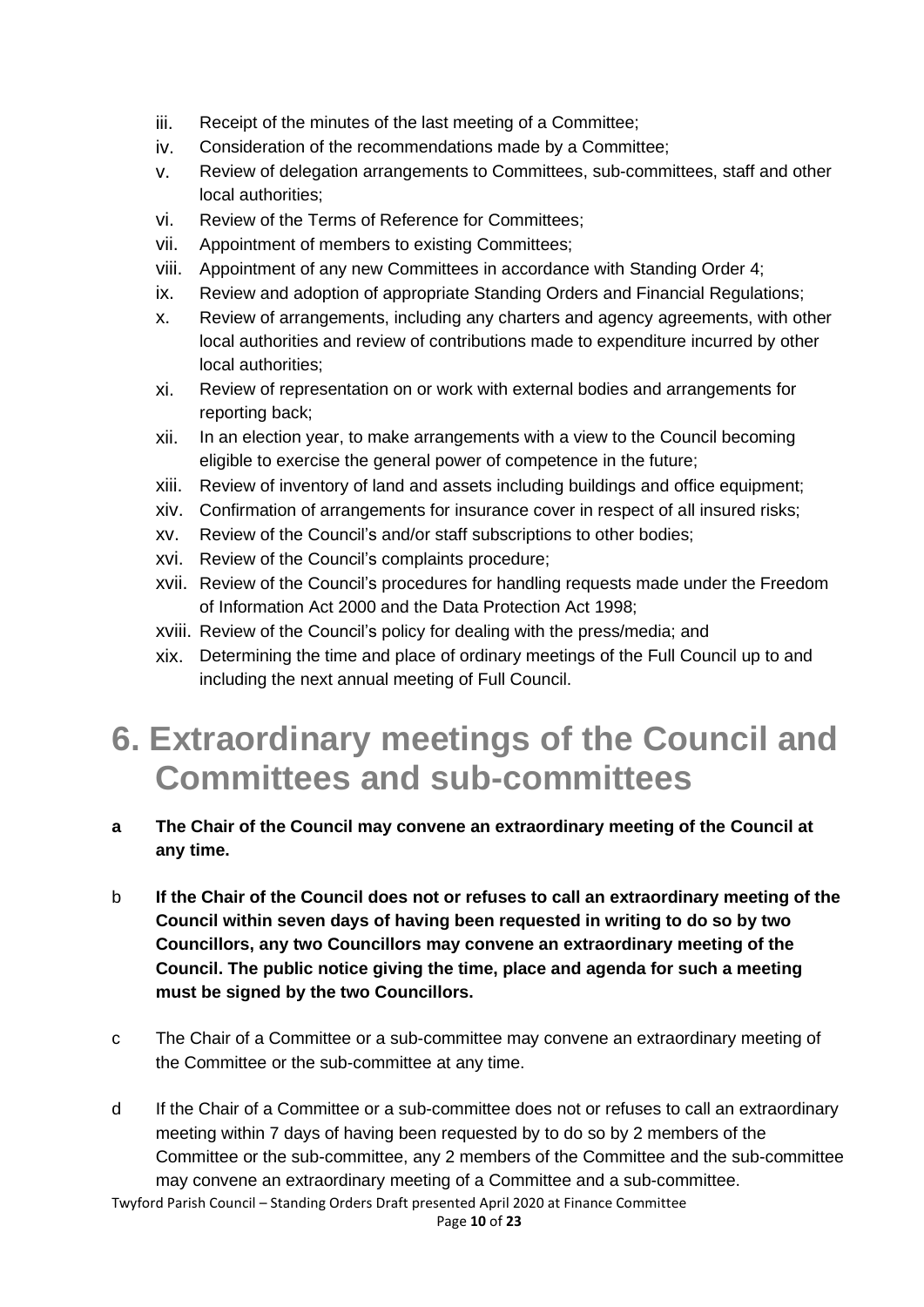iii. Receipt of the minutes of the last meeting of a Committee;
iv. Consideration of the recommendations made by a Committee;
v. Review of delegation arrangements to Committees, sub-committees, staff and other local authorities;
vi. Review of the Terms of Reference for Committees;
vii. Appointment of members to existing Committees;
viii. Appointment of any new Committees in accordance with Standing Order 4;
ix. Review and adoption of appropriate Standing Orders and Financial Regulations;
x. Review of arrangements, including any charters and agency agreements, with other local authorities and review of contributions made to expenditure incurred by other local authorities;
xi. Review of representation on or work with external bodies and arrangements for reporting back;
xii. In an election year, to make arrangements with a view to the Council becoming eligible to exercise the general power of competence in the future;
xiii. Review of inventory of land and assets including buildings and office equipment;
xiv. Confirmation of arrangements for insurance cover in respect of all insured risks;
xv. Review of the Council's and/or staff subscriptions to other bodies;
xvi. Review of the Council's complaints procedure;
xvii. Review of the Council's procedures for handling requests made under the Freedom of Information Act 2000 and the Data Protection Act 1998;
xviii. Review of the Council's policy for dealing with the press/media; and
xix. Determining the time and place of ordinary meetings of the Full Council up to and including the next annual meeting of Full Council.

# 6. Extraordinary meetings of the Council and Committees and sub-committees

**a The Chair of the Council may convene an extraordinary meeting of the Council at any time.**

b **If the Chair of the Council does not or refuses to call an extraordinary meeting of the Council within seven days of having been requested in writing to do so by two Councillors, any two Councillors may convene an extraordinary meeting of the Council. The public notice giving the time, place and agenda for such a meeting must be signed by the two Councillors.**

c The Chair of a Committee or a sub-committee may convene an extraordinary meeting of the Committee or the sub-committee at any time.

d If the Chair of a Committee or a sub-committee does not or refuses to call an extraordinary meeting within 7 days of having been requested by to do so by 2 members of the Committee or the sub-committee, any 2 members of the Committee and the sub-committee may convene an extraordinary meeting of a Committee and a sub-committee.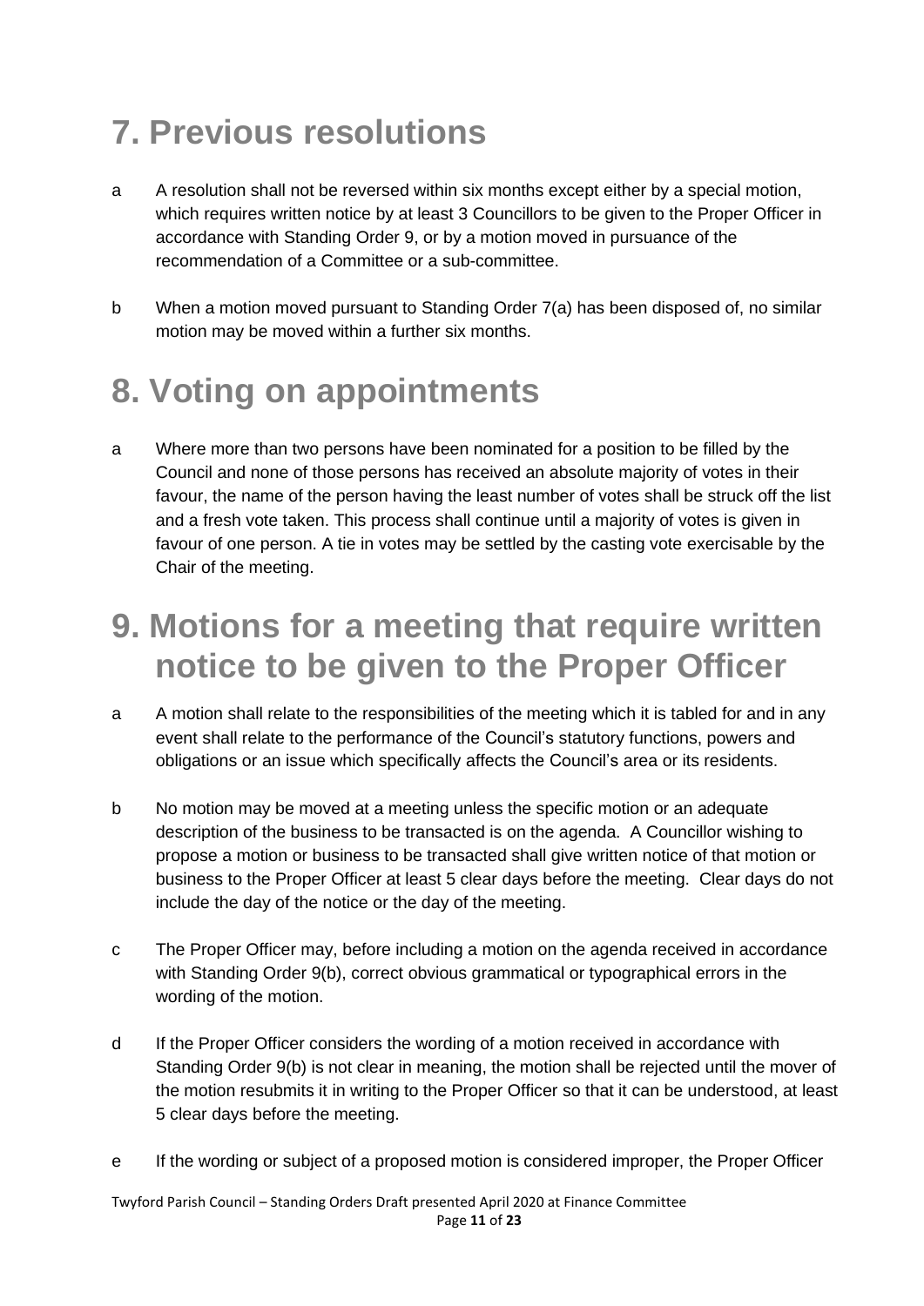# 7. Previous resolutions

a A resolution shall not be reversed within six months except either by a special motion, which requires written notice by at least 3 Councillors to be given to the Proper Officer in accordance with Standing Order 9, or by a motion moved in pursuance of the recommendation of a Committee or a sub-committee.

b When a motion moved pursuant to Standing Order 7(a) has been disposed of, no similar motion may be moved within a further six months.

# 8. Voting on appointments

a Where more than two persons have been nominated for a position to be filled by the Council and none of those persons has received an absolute majority of votes in their favour, the name of the person having the least number of votes shall be struck off the list and a fresh vote taken. This process shall continue until a majority of votes is given in favour of one person. A tie in votes may be settled by the casting vote exercisable by the Chair of the meeting.

# 9. Motions for a meeting that require written notice to be given to the Proper Officer

a A motion shall relate to the responsibilities of the meeting which it is tabled for and in any event shall relate to the performance of the Council's statutory functions, powers and obligations or an issue which specifically affects the Council's area or its residents.

b No motion may be moved at a meeting unless the specific motion or an adequate description of the business to be transacted is on the agenda. A Councillor wishing to propose a motion or business to be transacted shall give written notice of that motion or business to the Proper Officer at least 5 clear days before the meeting. Clear days do not include the day of the notice or the day of the meeting.

c The Proper Officer may, before including a motion on the agenda received in accordance with Standing Order 9(b), correct obvious grammatical or typographical errors in the wording of the motion.

d If the Proper Officer considers the wording of a motion received in accordance with Standing Order 9(b) is not clear in meaning, the motion shall be rejected until the mover of the motion resubmits it in writing to the Proper Officer so that it can be understood, at least 5 clear days before the meeting.

e If the wording or subject of a proposed motion is considered improper, the Proper Officer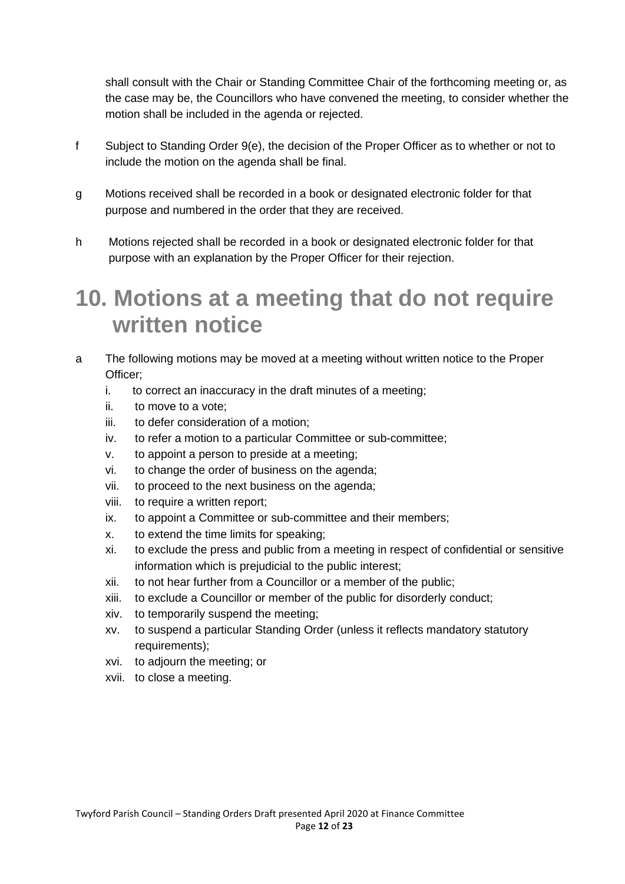shall consult with the Chair or Standing Committee Chair of the forthcoming meeting or, as the case may be, the Councillors who have convened the meeting, to consider whether the motion shall be included in the agenda or rejected.

f Subject to Standing Order 9(e), the decision of the Proper Officer as to whether or not to include the motion on the agenda shall be final.

g Motions received shall be recorded in a book or designated electronic folder for that purpose and numbered in the order that they are received.

h Motions rejected shall be recorded in a book or designated electronic folder for that purpose with an explanation by the Proper Officer for their rejection.

# 10. Motions at a meeting that do not require written notice

a The following motions may be moved at a meeting without written notice to the Proper Officer;

i. to correct an inaccuracy in the draft minutes of a meeting;
ii. to move to a vote;
iii. to defer consideration of a motion;
iv. to refer a motion to a particular Committee or sub-committee;
v. to appoint a person to preside at a meeting;
vi. to change the order of business on the agenda;
vii. to proceed to the next business on the agenda;
viii. to require a written report;
ix. to appoint a Committee or sub-committee and their members;
x. to extend the time limits for speaking;
xi. to exclude the press and public from a meeting in respect of confidential or sensitive information which is prejudicial to the public interest;
xii. to not hear further from a Councillor or a member of the public;
xiii. to exclude a Councillor or member of the public for disorderly conduct;
xiv. to temporarily suspend the meeting;
xv. to suspend a particular Standing Order (unless it reflects mandatory statutory requirements);
xvi. to adjourn the meeting; or
xvii. to close a meeting.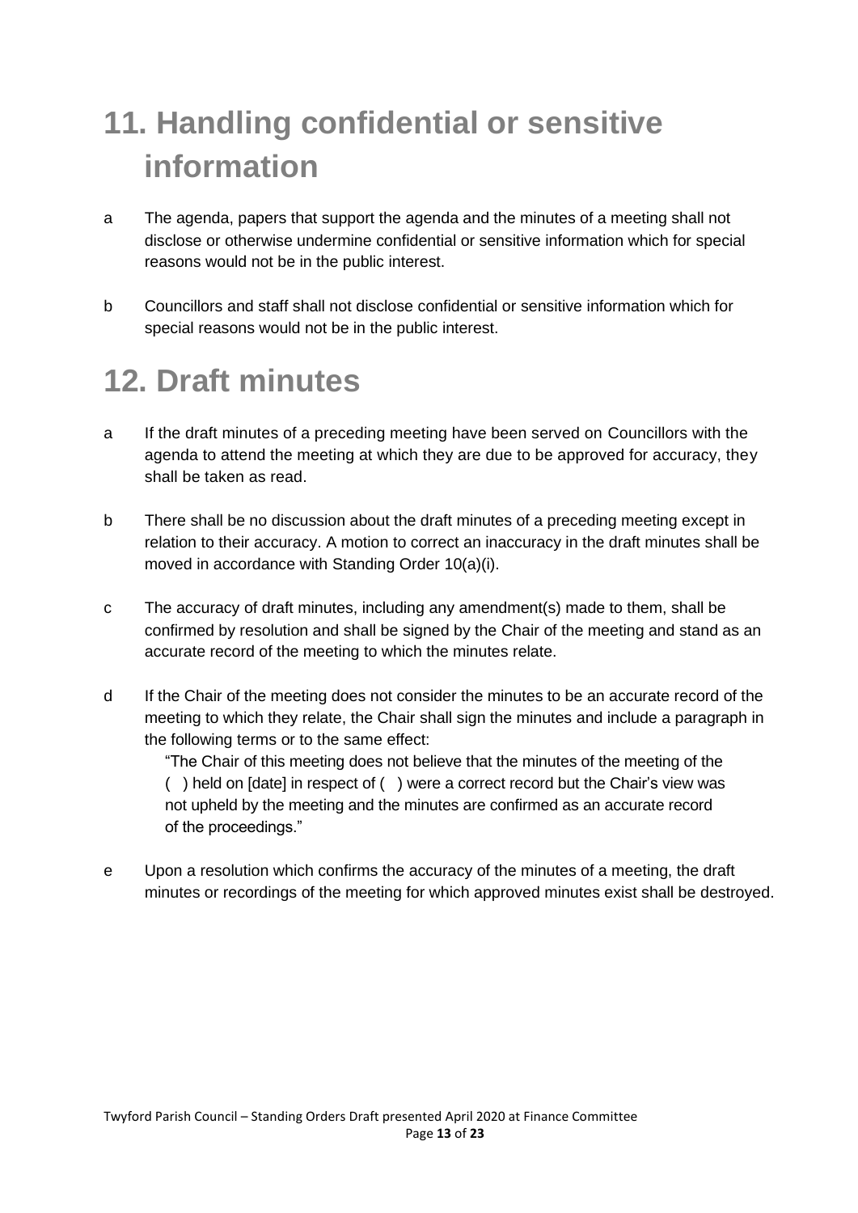# 11. Handling confidential or sensitive information

a The agenda, papers that support the agenda and the minutes of a meeting shall not disclose or otherwise undermine confidential or sensitive information which for special reasons would not be in the public interest.

b Councillors and staff shall not disclose confidential or sensitive information which for special reasons would not be in the public interest.

# 12. Draft minutes

a If the draft minutes of a preceding meeting have been served on Councillors with the agenda to attend the meeting at which they are due to be approved for accuracy, they shall be taken as read.

b There shall be no discussion about the draft minutes of a preceding meeting except in relation to their accuracy. A motion to correct an inaccuracy in the draft minutes shall be moved in accordance with Standing Order 10(a)(i).

c The accuracy of draft minutes, including any amendment(s) made to them, shall be confirmed by resolution and shall be signed by the Chair of the meeting and stand as an accurate record of the meeting to which the minutes relate.

d If the Chair of the meeting does not consider the minutes to be an accurate record of the meeting to which they relate, the Chair shall sign the minutes and include a paragraph in the following terms or to the same effect:

> "The Chair of this meeting does not believe that the minutes of the meeting of the ( ) held on [date] in respect of ( ) were a correct record but the Chair's view was not upheld by the meeting and the minutes are confirmed as an accurate record of the proceedings."

e Upon a resolution which confirms the accuracy of the minutes of a meeting, the draft minutes or recordings of the meeting for which approved minutes exist shall be destroyed.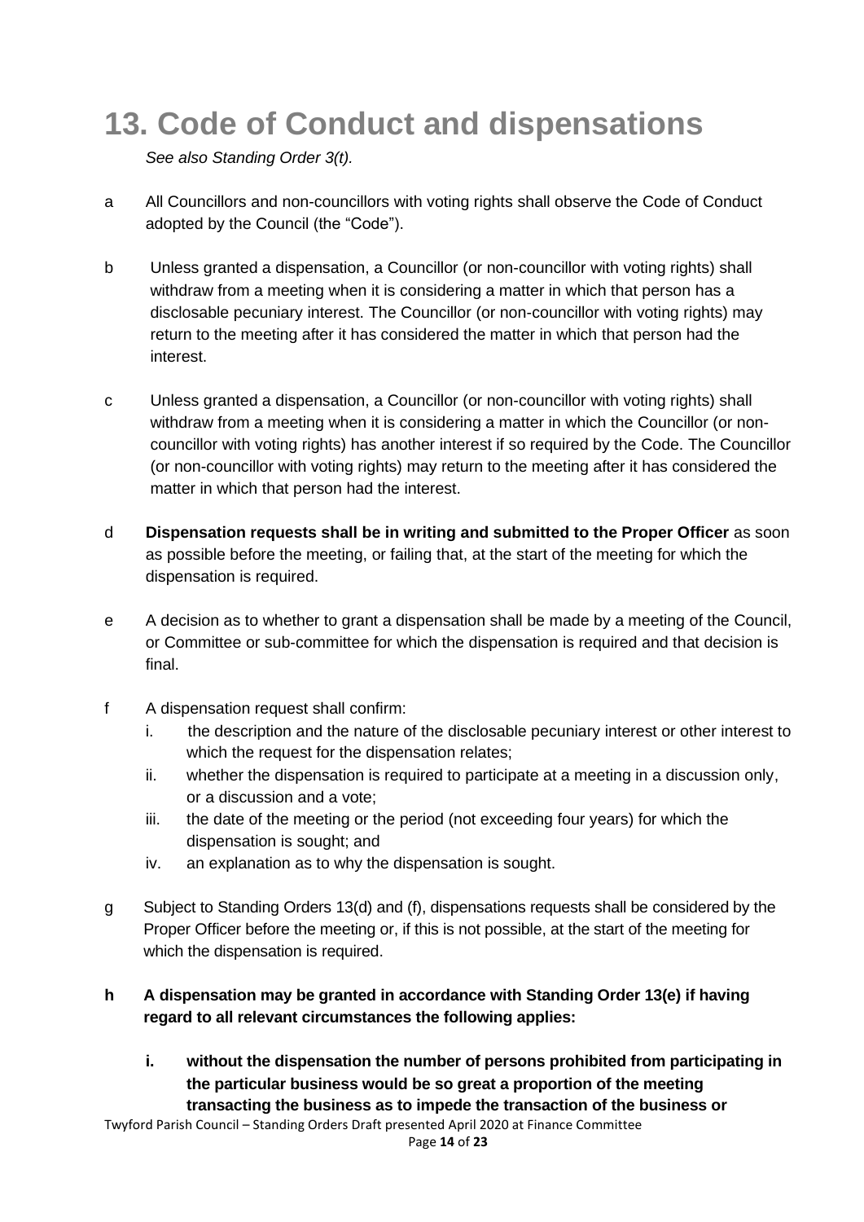# 13. Code of Conduct and dispensations

*See also Standing Order 3(t).*

a All Councillors and non-councillors with voting rights shall observe the Code of Conduct adopted by the Council (the “Code”).

b Unless granted a dispensation, a Councillor (or non-councillor with voting rights) shall withdraw from a meeting when it is considering a matter in which that person has a disclosable pecuniary interest. The Councillor (or non-councillor with voting rights) may return to the meeting after it has considered the matter in which that person had the interest.

c Unless granted a dispensation, a Councillor (or non-councillor with voting rights) shall withdraw from a meeting when it is considering a matter in which the Councillor (or non-councillor with voting rights) has another interest if so required by the Code. The Councillor (or non-councillor with voting rights) may return to the meeting after it has considered the matter in which that person had the interest.

d **Dispensation requests shall be in writing and submitted to the Proper Officer** as soon as possible before the meeting, or failing that, at the start of the meeting for which the dispensation is required.

e A decision as to whether to grant a dispensation shall be made by a meeting of the Council, or Committee or sub-committee for which the dispensation is required and that decision is final.

f A dispensation request shall confirm:

i. the description and the nature of the disclosable pecuniary interest or other interest to which the request for the dispensation relates;

ii. whether the dispensation is required to participate at a meeting in a discussion only, or a discussion and a vote;

iii. the date of the meeting or the period (not exceeding four years) for which the dispensation is sought; and

iv. an explanation as to why the dispensation is sought.

g Subject to Standing Orders 13(d) and (f), dispensations requests shall be considered by the Proper Officer before the meeting or, if this is not possible, at the start of the meeting for which the dispensation is required.

**h A dispensation may be granted in accordance with Standing Order 13(e) if having regard to all relevant circumstances the following applies:**

**i. without the dispensation the number of persons prohibited from participating in the particular business would be so great a proportion of the meeting transacting the business as to impede the transaction of the business or**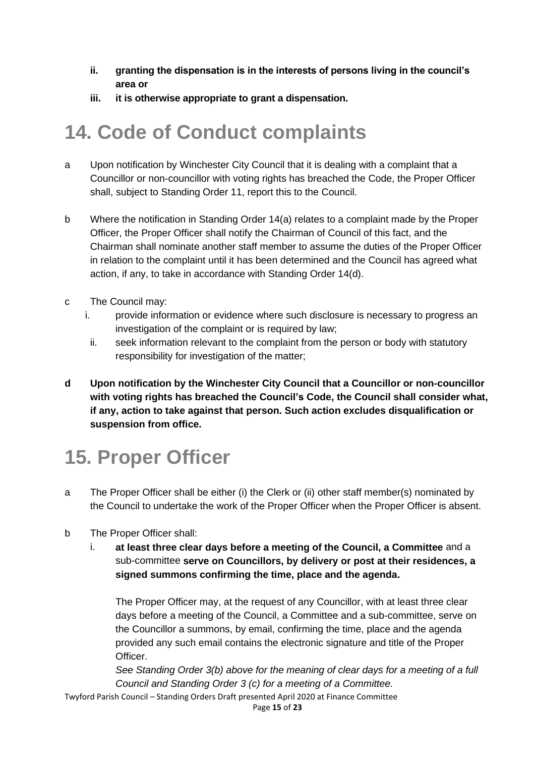- **ii. granting the dispensation is in the interests of persons living in the council's area or**
- **iii. it is otherwise appropriate to grant a dispensation.**

# 14. Code of Conduct complaints

a Upon notification by Winchester City Council that it is dealing with a complaint that a Councillor or non-councillor with voting rights has breached the Code, the Proper Officer shall, subject to Standing Order 11, report this to the Council.

b Where the notification in Standing Order 14(a) relates to a complaint made by the Proper Officer, the Proper Officer shall notify the Chairman of Council of this fact, and the Chairman shall nominate another staff member to assume the duties of the Proper Officer in relation to the complaint until it has been determined and the Council has agreed what action, if any, to take in accordance with Standing Order 14(d).

c The Council may:

- i. provide information or evidence where such disclosure is necessary to progress an investigation of the complaint or is required by law;
- ii. seek information relevant to the complaint from the person or body with statutory responsibility for investigation of the matter;

**d Upon notification by the Winchester City Council that a Councillor or non-councillor with voting rights has breached the Council's Code, the Council shall consider what, if any, action to take against that person. Such action excludes disqualification or suspension from office.**

# 15. Proper Officer

a The Proper Officer shall be either (i) the Clerk or (ii) other staff member(s) nominated by the Council to undertake the work of the Proper Officer when the Proper Officer is absent.

b The Proper Officer shall:

- i. **at least three clear days before a meeting of the Council, a Committee** and a sub-committee **serve on Councillors, by delivery or post at their residences, a signed summons confirming the time, place and the agenda.**

  The Proper Officer may, at the request of any Councillor, with at least three clear days before a meeting of the Council, a Committee and a sub-committee, serve on the Councillor a summons, by email, confirming the time, place and the agenda provided any such email contains the electronic signature and title of the Proper Officer.

  *See Standing Order 3(b) above for the meaning of clear days for a meeting of a full Council and Standing Order 3 (c) for a meeting of a Committee.*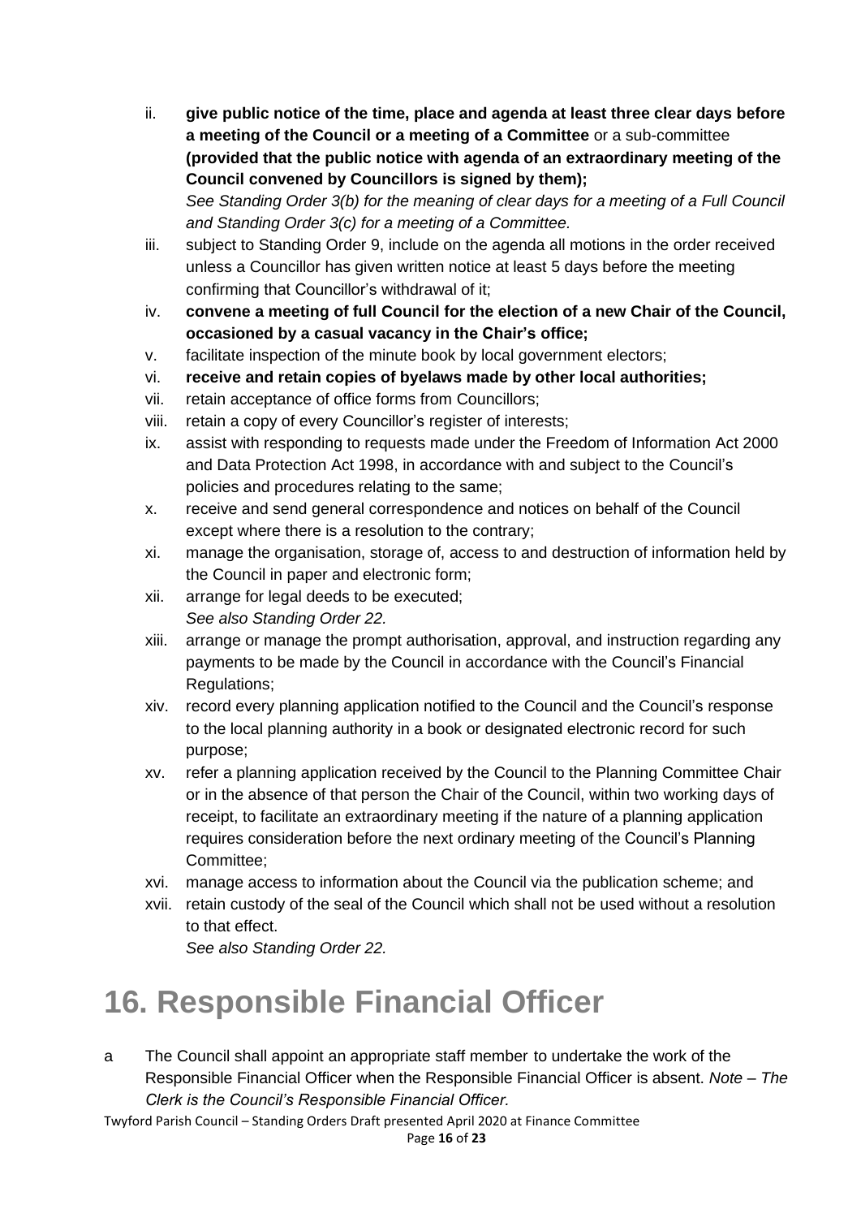ii. **give public notice of the time, place and agenda at least three clear days before a meeting of the Council or a meeting of a Committee** or a sub-committee **(provided that the public notice with agenda of an extraordinary meeting of the Council convened by Councillors is signed by them);**
*See Standing Order 3(b) for the meaning of clear days for a meeting of a Full Council and Standing Order 3(c) for a meeting of a Committee.*
iii. subject to Standing Order 9, include on the agenda all motions in the order received unless a Councillor has given written notice at least 5 days before the meeting confirming that Councillor's withdrawal of it;
iv. **convene a meeting of full Council for the election of a new Chair of the Council, occasioned by a casual vacancy in the Chair's office;**
v. facilitate inspection of the minute book by local government electors;
vi. **receive and retain copies of byelaws made by other local authorities;**
vii. retain acceptance of office forms from Councillors;
viii. retain a copy of every Councillor's register of interests;
ix. assist with responding to requests made under the Freedom of Information Act 2000 and Data Protection Act 1998, in accordance with and subject to the Council's policies and procedures relating to the same;
x. receive and send general correspondence and notices on behalf of the Council except where there is a resolution to the contrary;
xi. manage the organisation, storage of, access to and destruction of information held by the Council in paper and electronic form;
xii. arrange for legal deeds to be executed;
*See also Standing Order 22.*
xiii. arrange or manage the prompt authorisation, approval, and instruction regarding any payments to be made by the Council in accordance with the Council's Financial Regulations;
xiv. record every planning application notified to the Council and the Council's response to the local planning authority in a book or designated electronic record for such purpose;
xv. refer a planning application received by the Council to the Planning Committee Chair or in the absence of that person the Chair of the Council, within two working days of receipt, to facilitate an extraordinary meeting if the nature of a planning application requires consideration before the next ordinary meeting of the Council's Planning Committee;
xvi. manage access to information about the Council via the publication scheme; and
xvii. retain custody of the seal of the Council which shall not be used without a resolution to that effect.
*See also Standing Order 22.*

# 16. Responsible Financial Officer

a The Council shall appoint an appropriate staff member to undertake the work of the Responsible Financial Officer when the Responsible Financial Officer is absent. *Note – The Clerk is the Council's Responsible Financial Officer.*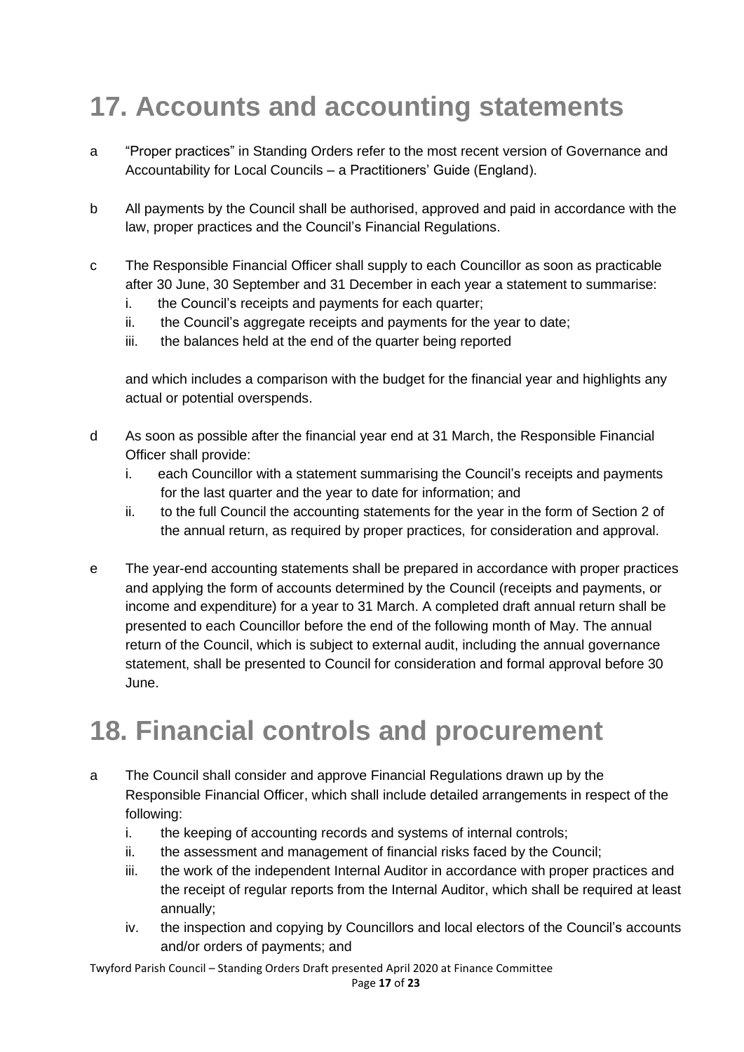# 17. Accounts and accounting statements

a "Proper practices" in Standing Orders refer to the most recent version of Governance and Accountability for Local Councils – a Practitioners' Guide (England).

b All payments by the Council shall be authorised, approved and paid in accordance with the law, proper practices and the Council's Financial Regulations.

c The Responsible Financial Officer shall supply to each Councillor as soon as practicable after 30 June, 30 September and 31 December in each year a statement to summarise:

   i. the Council's receipts and payments for each quarter;
   ii. the Council's aggregate receipts and payments for the year to date;
   iii. the balances held at the end of the quarter being reported

   and which includes a comparison with the budget for the financial year and highlights any actual or potential overspends.

d As soon as possible after the financial year end at 31 March, the Responsible Financial Officer shall provide:

   i. each Councillor with a statement summarising the Council's receipts and payments for the last quarter and the year to date for information; and
   ii. to the full Council the accounting statements for the year in the form of Section 2 of the annual return, as required by proper practices, for consideration and approval.

e The year-end accounting statements shall be prepared in accordance with proper practices and applying the form of accounts determined by the Council (receipts and payments, or income and expenditure) for a year to 31 March. A completed draft annual return shall be presented to each Councillor before the end of the following month of May. The annual return of the Council, which is subject to external audit, including the annual governance statement, shall be presented to Council for consideration and formal approval before 30 June.

# 18. Financial controls and procurement

a The Council shall consider and approve Financial Regulations drawn up by the Responsible Financial Officer, which shall include detailed arrangements in respect of the following:

   i. the keeping of accounting records and systems of internal controls;
   ii. the assessment and management of financial risks faced by the Council;
   iii. the work of the independent Internal Auditor in accordance with proper practices and the receipt of regular reports from the Internal Auditor, which shall be required at least annually;
   iv. the inspection and copying by Councillors and local electors of the Council's accounts and/or orders of payments; and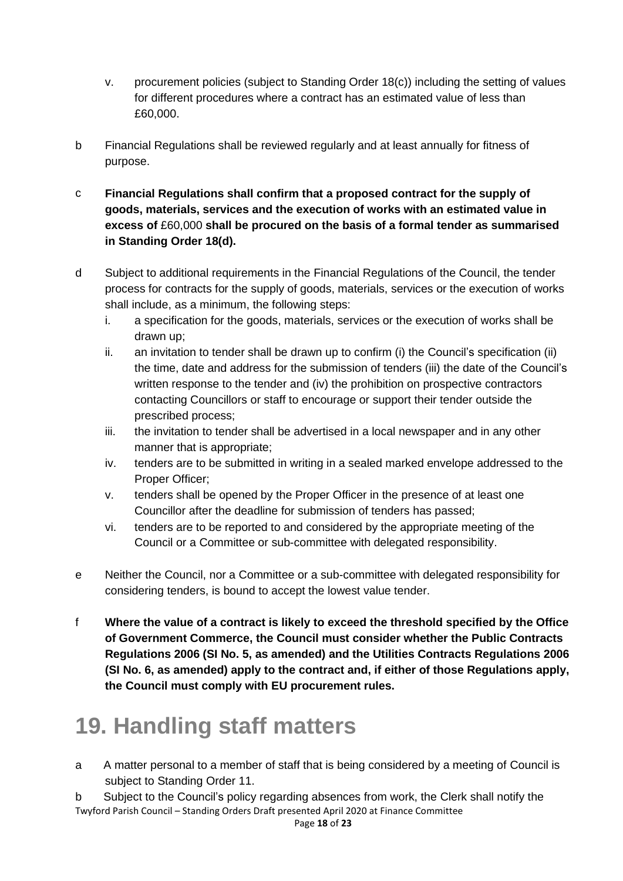v. procurement policies (subject to Standing Order 18(c)) including the setting of values for different procedures where a contract has an estimated value of less than £60,000.

b Financial Regulations shall be reviewed regularly and at least annually for fitness of purpose.

c **Financial Regulations shall confirm that a proposed contract for the supply of goods, materials, services and the execution of works with an estimated value in excess of** £60,000 **shall be procured on the basis of a formal tender as summarised in Standing Order 18(d).**

d Subject to additional requirements in the Financial Regulations of the Council, the tender process for contracts for the supply of goods, materials, services or the execution of works shall include, as a minimum, the following steps:

i. a specification for the goods, materials, services or the execution of works shall be drawn up;
ii. an invitation to tender shall be drawn up to confirm (i) the Council's specification (ii) the time, date and address for the submission of tenders (iii) the date of the Council's written response to the tender and (iv) the prohibition on prospective contractors contacting Councillors or staff to encourage or support their tender outside the prescribed process;
iii. the invitation to tender shall be advertised in a local newspaper and in any other manner that is appropriate;
iv. tenders are to be submitted in writing in a sealed marked envelope addressed to the Proper Officer;
v. tenders shall be opened by the Proper Officer in the presence of at least one Councillor after the deadline for submission of tenders has passed;
vi. tenders are to be reported to and considered by the appropriate meeting of the Council or a Committee or sub-committee with delegated responsibility.

e Neither the Council, nor a Committee or a sub-committee with delegated responsibility for considering tenders, is bound to accept the lowest value tender.

f **Where the value of a contract is likely to exceed the threshold specified by the Office of Government Commerce, the Council must consider whether the Public Contracts Regulations 2006 (SI No. 5, as amended) and the Utilities Contracts Regulations 2006 (SI No. 6, as amended) apply to the contract and, if either of those Regulations apply, the Council must comply with EU procurement rules.**

# 19. Handling staff matters

a A matter personal to a member of staff that is being considered by a meeting of Council is subject to Standing Order 11.

b Subject to the Council's policy regarding absences from work, the Clerk shall notify the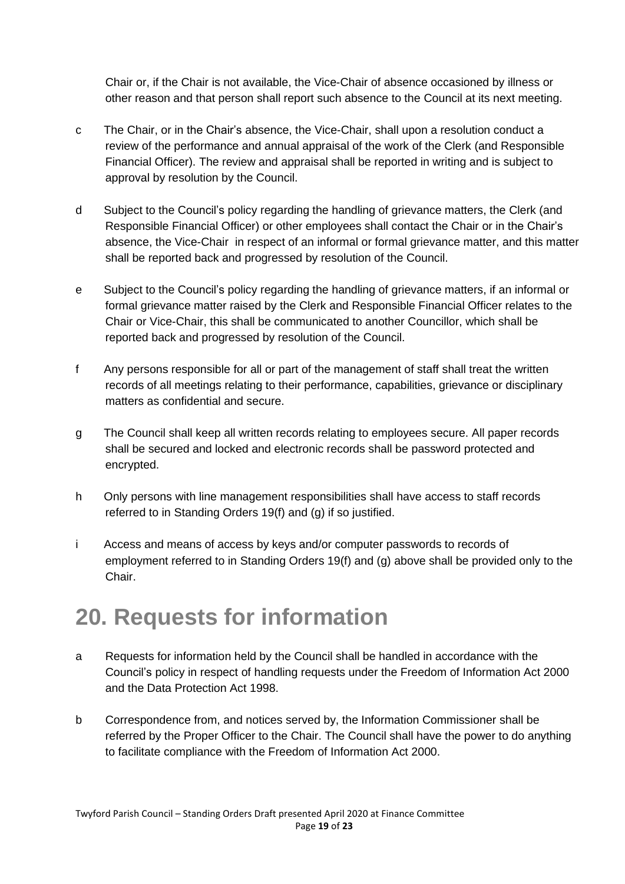Chair or, if the Chair is not available, the Vice-Chair of absence occasioned by illness or other reason and that person shall report such absence to the Council at its next meeting.

c The Chair, or in the Chair's absence, the Vice-Chair, shall upon a resolution conduct a review of the performance and annual appraisal of the work of the Clerk (and Responsible Financial Officer). The review and appraisal shall be reported in writing and is subject to approval by resolution by the Council.

d Subject to the Council's policy regarding the handling of grievance matters, the Clerk (and Responsible Financial Officer) or other employees shall contact the Chair or in the Chair's absence, the Vice-Chair in respect of an informal or formal grievance matter, and this matter shall be reported back and progressed by resolution of the Council.

e Subject to the Council's policy regarding the handling of grievance matters, if an informal or formal grievance matter raised by the Clerk and Responsible Financial Officer relates to the Chair or Vice-Chair, this shall be communicated to another Councillor, which shall be reported back and progressed by resolution of the Council.

f Any persons responsible for all or part of the management of staff shall treat the written records of all meetings relating to their performance, capabilities, grievance or disciplinary matters as confidential and secure.

g The Council shall keep all written records relating to employees secure. All paper records shall be secured and locked and electronic records shall be password protected and encrypted.

h Only persons with line management responsibilities shall have access to staff records referred to in Standing Orders 19(f) and (g) if so justified.

i Access and means of access by keys and/or computer passwords to records of employment referred to in Standing Orders 19(f) and (g) above shall be provided only to the Chair.

# 20. Requests for information

a Requests for information held by the Council shall be handled in accordance with the Council's policy in respect of handling requests under the Freedom of Information Act 2000 and the Data Protection Act 1998.

b Correspondence from, and notices served by, the Information Commissioner shall be referred by the Proper Officer to the Chair. The Council shall have the power to do anything to facilitate compliance with the Freedom of Information Act 2000.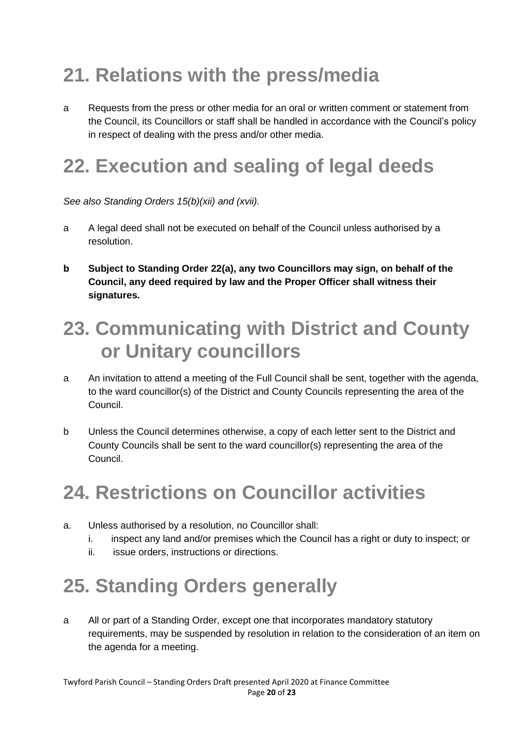# 21. Relations with the press/media

a Requests from the press or other media for an oral or written comment or statement from the Council, its Councillors or staff shall be handled in accordance with the Council's policy in respect of dealing with the press and/or other media.

# 22. Execution and sealing of legal deeds

*See also Standing Orders 15(b)(xii) and (xvii).*

a A legal deed shall not be executed on behalf of the Council unless authorised by a resolution.

**b Subject to Standing Order 22(a), any two Councillors may sign, on behalf of the Council, any deed required by law and the Proper Officer shall witness their signatures.**

# 23. Communicating with District and County or Unitary councillors

a An invitation to attend a meeting of the Full Council shall be sent, together with the agenda, to the ward councillor(s) of the District and County Councils representing the area of the Council.

b Unless the Council determines otherwise, a copy of each letter sent to the District and County Councils shall be sent to the ward councillor(s) representing the area of the Council.

# 24. Restrictions on Councillor activities

a. Unless authorised by a resolution, no Councillor shall:
   i. inspect any land and/or premises which the Council has a right or duty to inspect; or
   ii. issue orders, instructions or directions.

# 25. Standing Orders generally

a All or part of a Standing Order, except one that incorporates mandatory statutory requirements, may be suspended by resolution in relation to the consideration of an item on the agenda for a meeting.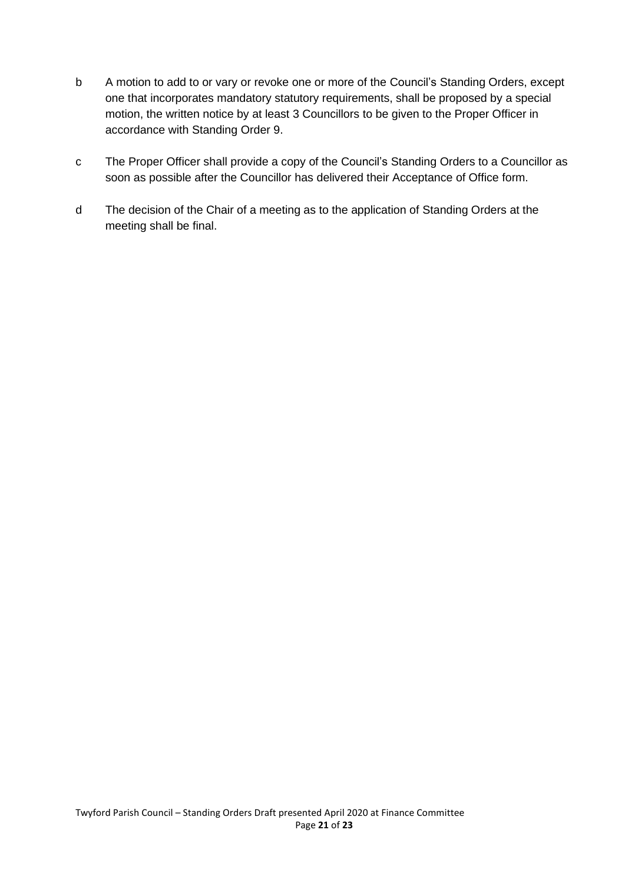b A motion to add to or vary or revoke one or more of the Council's Standing Orders, except one that incorporates mandatory statutory requirements, shall be proposed by a special motion, the written notice by at least 3 Councillors to be given to the Proper Officer in accordance with Standing Order 9.

c The Proper Officer shall provide a copy of the Council's Standing Orders to a Councillor as soon as possible after the Councillor has delivered their Acceptance of Office form.

d The decision of the Chair of a meeting as to the application of Standing Orders at the meeting shall be final.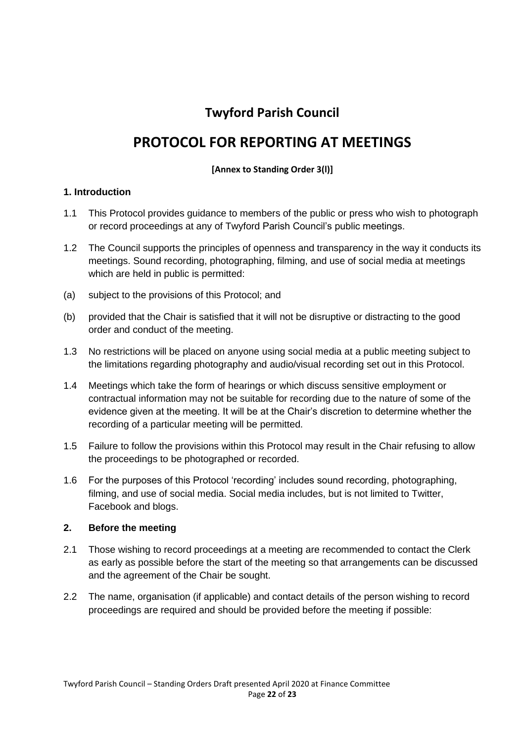# Twyford Parish Council

# PROTOCOL FOR REPORTING AT MEETINGS

**[Annex to Standing Order 3(l)]**

### 1. Introduction

1.1 This Protocol provides guidance to members of the public or press who wish to photograph or record proceedings at any of Twyford Parish Council's public meetings.

1.2 The Council supports the principles of openness and transparency in the way it conducts its meetings. Sound recording, photographing, filming, and use of social media at meetings which are held in public is permitted:

(a) subject to the provisions of this Protocol; and

(b) provided that the Chair is satisfied that it will not be disruptive or distracting to the good order and conduct of the meeting.

1.3 No restrictions will be placed on anyone using social media at a public meeting subject to the limitations regarding photography and audio/visual recording set out in this Protocol.

1.4 Meetings which take the form of hearings or which discuss sensitive employment or contractual information may not be suitable for recording due to the nature of some of the evidence given at the meeting. It will be at the Chair's discretion to determine whether the recording of a particular meeting will be permitted.

1.5 Failure to follow the provisions within this Protocol may result in the Chair refusing to allow the proceedings to be photographed or recorded.

1.6 For the purposes of this Protocol 'recording' includes sound recording, photographing, filming, and use of social media. Social media includes, but is not limited to Twitter, Facebook and blogs.

### 2. Before the meeting

2.1 Those wishing to record proceedings at a meeting are recommended to contact the Clerk as early as possible before the start of the meeting so that arrangements can be discussed and the agreement of the Chair be sought.

2.2 The name, organisation (if applicable) and contact details of the person wishing to record proceedings are required and should be provided before the meeting if possible: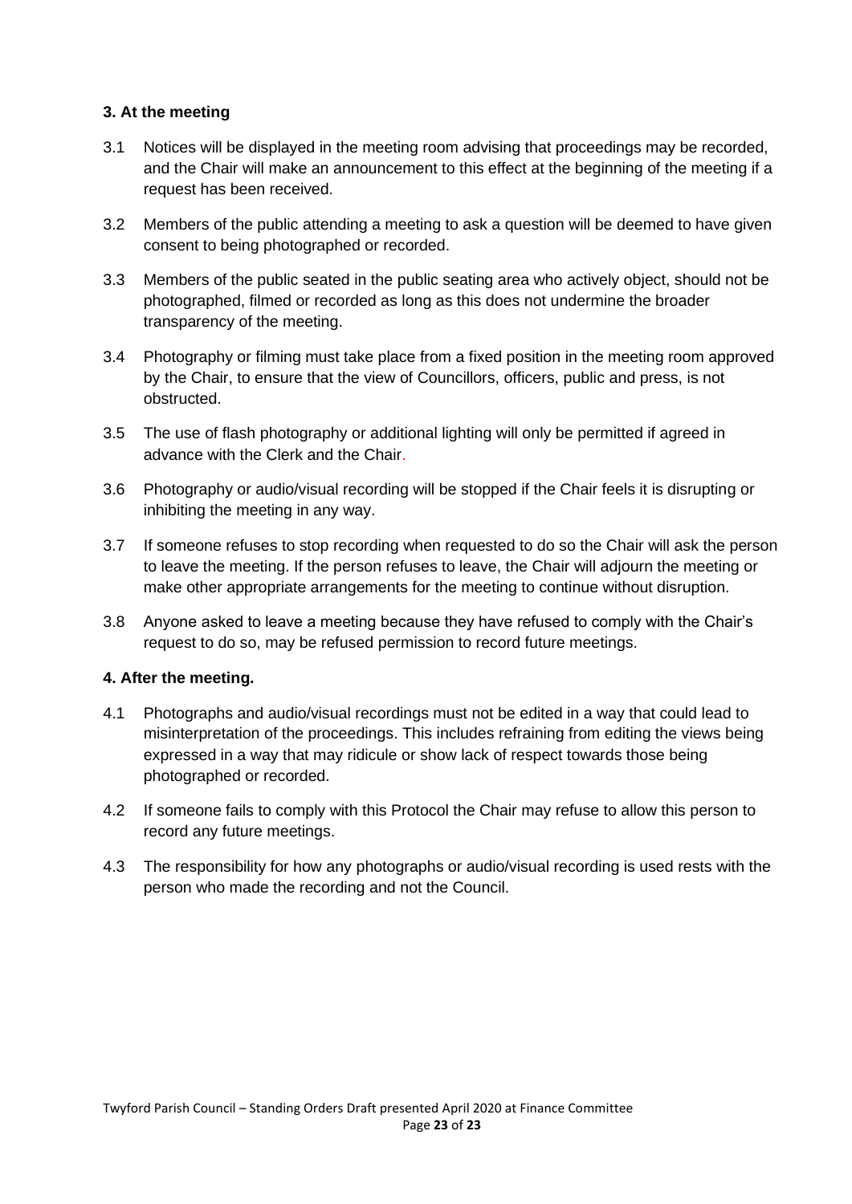### 3. At the meeting

3.1 Notices will be displayed in the meeting room advising that proceedings may be recorded, and the Chair will make an announcement to this effect at the beginning of the meeting if a request has been received.

3.2 Members of the public attending a meeting to ask a question will be deemed to have given consent to being photographed or recorded.

3.3 Members of the public seated in the public seating area who actively object, should not be photographed, filmed or recorded as long as this does not undermine the broader transparency of the meeting.

3.4 Photography or filming must take place from a fixed position in the meeting room approved by the Chair, to ensure that the view of Councillors, officers, public and press, is not obstructed.

3.5 The use of flash photography or additional lighting will only be permitted if agreed in advance with the Clerk and the Chair.

3.6 Photography or audio/visual recording will be stopped if the Chair feels it is disrupting or inhibiting the meeting in any way.

3.7 If someone refuses to stop recording when requested to do so the Chair will ask the person to leave the meeting. If the person refuses to leave, the Chair will adjourn the meeting or make other appropriate arrangements for the meeting to continue without disruption.

3.8 Anyone asked to leave a meeting because they have refused to comply with the Chair's request to do so, may be refused permission to record future meetings.

### 4. After the meeting.

4.1 Photographs and audio/visual recordings must not be edited in a way that could lead to misinterpretation of the proceedings. This includes refraining from editing the views being expressed in a way that may ridicule or show lack of respect towards those being photographed or recorded.

4.2 If someone fails to comply with this Protocol the Chair may refuse to allow this person to record any future meetings.

4.3 The responsibility for how any photographs or audio/visual recording is used rests with the person who made the recording and not the Council.